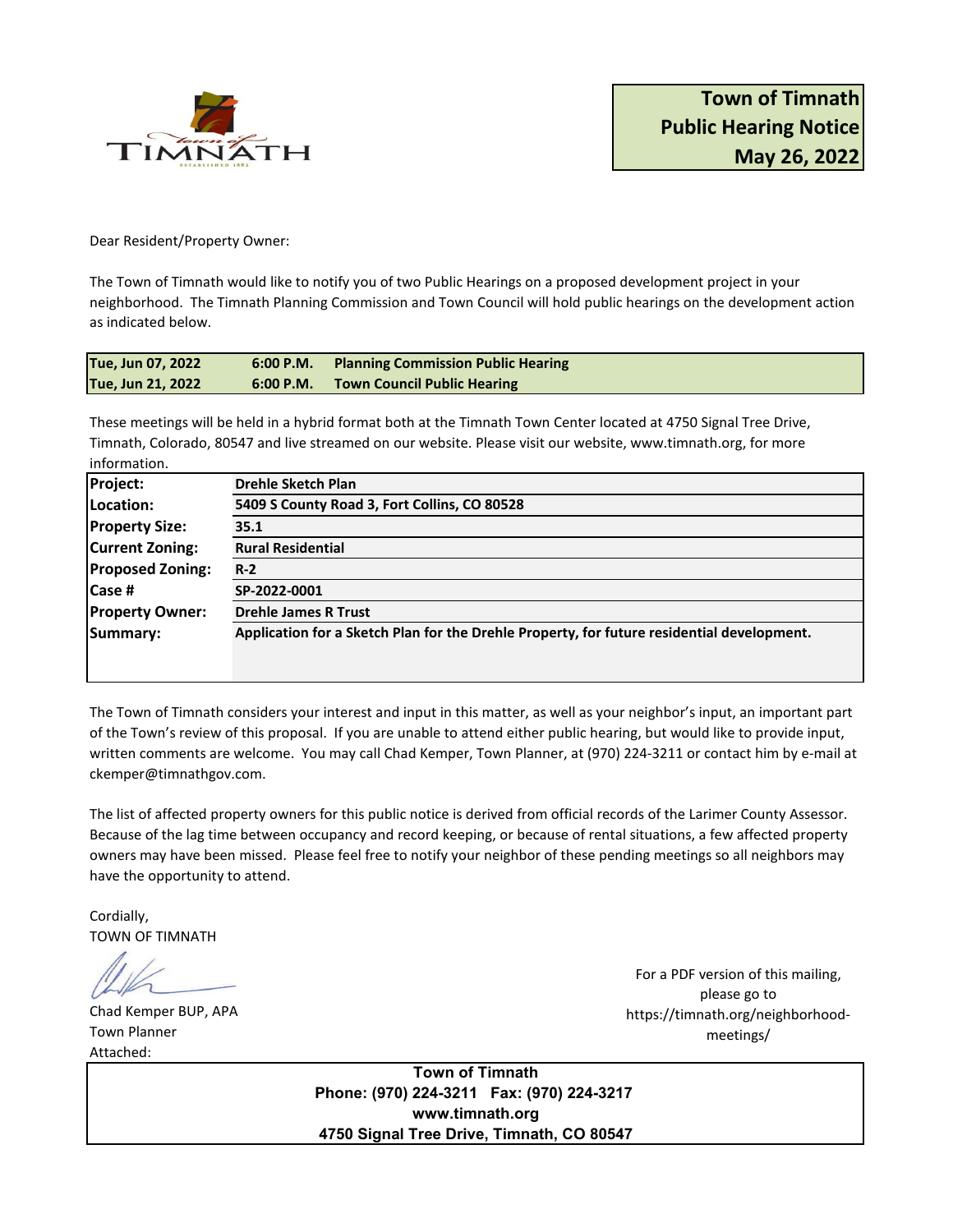# Town of Timnath Public Hearing Notice May 26, 2022

Dear Resident/Property Owner:

The Town of Timnath would like to notify you of two Public Hearings on a proposed development project in your neighborhood. The Timnath Planning Commission and Town Council will hold public hearings on the development action as indicated below.

| | | |
|---|---|---|
| **Tue, Jun 07, 2022** | **6:00 P.M.** | **Planning Commission Public Hearing** |
| **Tue, Jun 21, 2022** | **6:00 P.M.** | **Town Council Public Hearing** |

These meetings will be held in a hybrid format both at the Timnath Town Center located at 4750 Signal Tree Drive, Timnath, Colorado, 80547 and live streamed on our website. Please visit our website, www.timnath.org, for more information.

| | |
|---|---|
| **Project:** | **Drehle Sketch Plan** |
| **Location:** | **5409 S County Road 3, Fort Collins, CO 80528** |
| **Property Size:** | **35.1** |
| **Current Zoning:** | **Rural Residential** |
| **Proposed Zoning:** | **R-2** |
| **Case #** | **SP-2022-0001** |
| **Property Owner:** | **Drehle James R Trust** |
| **Summary:** | **Application for a Sketch Plan for the Drehle Property, for future residential development.** |

The Town of Timnath considers your interest and input in this matter, as well as your neighbor's input, an important part of the Town's review of this proposal. If you are unable to attend either public hearing, but would like to provide input, written comments are welcome. You may call Chad Kemper, Town Planner, at (970) 224-3211 or contact him by e-mail at ckemper@timnathgov.com.

The list of affected property owners for this public notice is derived from official records of the Larimer County Assessor. Because of the lag time between occupancy and record keeping, or because of rental situations, a few affected property owners may have been missed. Please feel free to notify your neighbor of these pending meetings so all neighbors may have the opportunity to attend.

Cordially,
TOWN OF TIMNATH

Chad Kemper BUP, APA
Town Planner
Attached:

For a PDF version of this mailing, please go to https://timnath.org/neighborhood-meetings/

**Town of Timnath**
**Phone: (970) 224-3211 Fax: (970) 224-3217**
**www.timnath.org**
**4750 Signal Tree Drive, Timnath, CO 80547**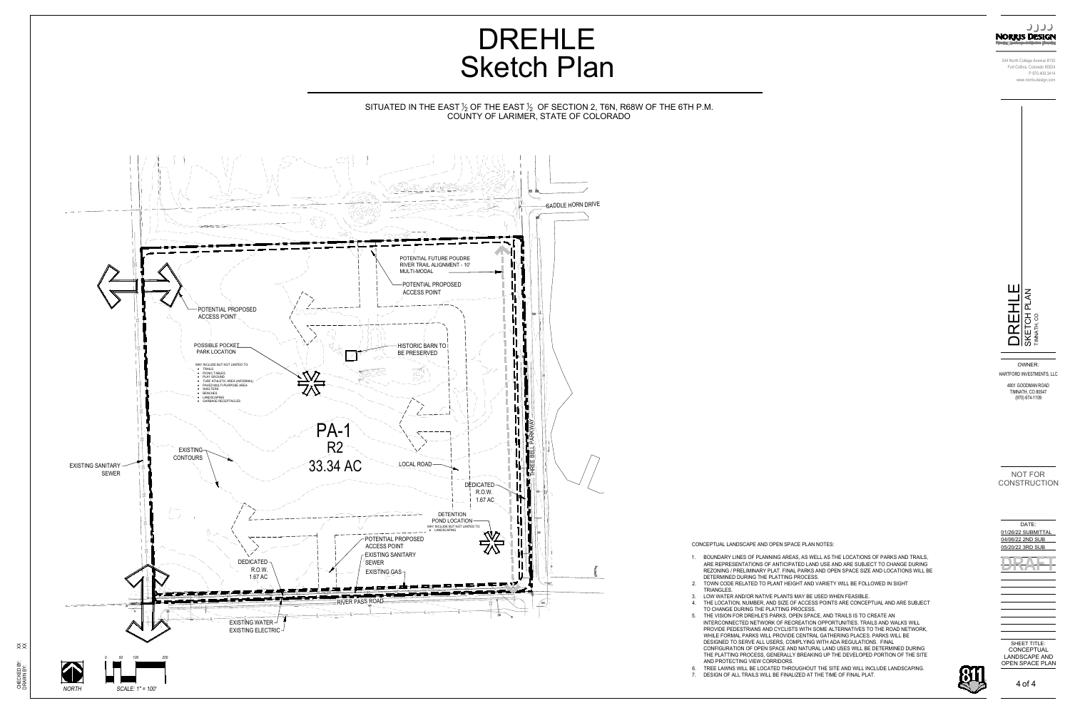# DREHLE
# Sketch Plan

SITUATED IN THE EAST ½ OF THE EAST ½ OF SECTION 2, T6N, R68W OF THE 6TH P.M.
COUNTY OF LARIMER, STATE OF COLORADO

SADDLE HORN DRIVE

POTENTIAL FUTURE POUDRE RIVER TRAIL ALIGNMENT - 10' MULTI-MODAL

POTENTIAL PROPOSED ACCESS POINT

POTENTIAL PROPOSED ACCESS POINT

HISTORIC BARN TO BE PRESERVED

POSSIBLE POCKET PARK LOCATION

MAY INCLUDE BUT NOT LIMITED TO:
- TRAILS
- PICNIC TABLES
- PLAY GROUND
- TURF ATHLETIC AREA (INFORMAL)
- PAVED MULTI-PURPOSE AREA
- SHELTERS
- BENCHES
- LANDSCAPING
- GARBAGE RECEPTACLES

PA-1
R2
33.34 AC

EXISTING CONTOURS

EXISTING SANITARY SEWER

LOCAL ROAD

THREE BELL PARKWAY

DEDICATED R.O.W. 1.67 AC

DETENTION POND LOCATION
MAY INCLUDE BUT NOT LIMITED TO:
- LANDSCAPING

POTENTIAL PROPOSED ACCESS POINT

EXISTING SANITARY SEWER

EXISTING GAS

DEDICATED R.O.W. 1.67 AC

RIVER PASS ROAD

EXISTING WATER

EXISTING ELECTRIC

NORTH

0 50 100 200

SCALE: 1" = 100'

CONCEPTUAL LANDSCAPE AND OPEN SPACE PLAN NOTES:

1. BOUNDARY LINES OF PLANNING AREAS, AS WELL AS THE LOCATIONS OF PARKS AND TRAILS, ARE REPRESENTATIONS OF ANTICIPATED LAND USE AND ARE SUBJECT TO CHANGE DURING REZONING / PRELIMINARY PLAT. FINAL PARKS AND OPEN SPACE SIZE AND LOCATIONS WILL BE DETERMINED DURING THE PLATTING PROCESS.
2. TOWN CODE RELATED TO PLANT HEIGHT AND VARIETY WILL BE FOLLOWED IN SIGHT TRIANGLES.
3. LOW WATER AND/OR NATIVE PLANTS MAY BE USED WHEN FEASIBLE.
4. THE LOCATION, NUMBER, AND SIZE OF ACCESS POINTS ARE CONCEPTUAL AND ARE SUBJECT TO CHANGE DURING THE PLATTING PROCESS.
5. THE VISION FOR DREHLE'S PARKS, OPEN SPACE, AND TRAILS IS TO CREATE AN INTERCONNECTED NETWORK OF RECREATION OPPORTUNITIES. TRAILS AND WALKS WILL PROVIDE PEDESTRIANS AND CYCLISTS WITH SOME ALTERNATIVES TO THE ROAD NETWORK, WHILE FORMAL PARKS WILL PROVIDE CENTRAL GATHERING PLACES. PARKS WILL BE DESIGNED TO SERVE ALL USERS, COMPLYING WITH ADA REGULATIONS. FINAL CONFIGURATION OF OPEN SPACE AND NATURAL LAND USES WILL BE DETERMINED DURING THE PLATTING PROCESS, GENERALLY BREAKING UP THE DEVELOPED PORTION OF THE SITE AND PROTECTING VIEW CORRIDORS.
6. TREE LAWNS WILL BE LOCATED THROUGHOUT THE SITE AND WILL INCLUDE LANDSCAPING.
7. DESIGN OF ALL TRAILS WILL BE FINALIZED AT THE TIME OF FINAL PLAT.

CHECKED BY: XX
DRAWN BY: XX

NORRIS DESIGN
Planning | Landscape Architecture | Branding

244 North College Avenue #130
Fort Collins, Colorado 80524
P 970.409.3414
www.norris-design.com

DREHLE
SKETCH PLAN
TIMNATH, CO

OWNER:
HARTFORD INVESTMENTS, LLC

4801 GOODMAN ROAD
TIMNATH, CO 80547
(970) 674-1109

NOT FOR CONSTRUCTION

DATE:
01/26/22 SUBMITTAL
04/06/22 2ND SUB
05/20/22 3RD SUB

DRAFT

SHEET TITLE:
CONCEPTUAL LANDSCAPE AND OPEN SPACE PLAN